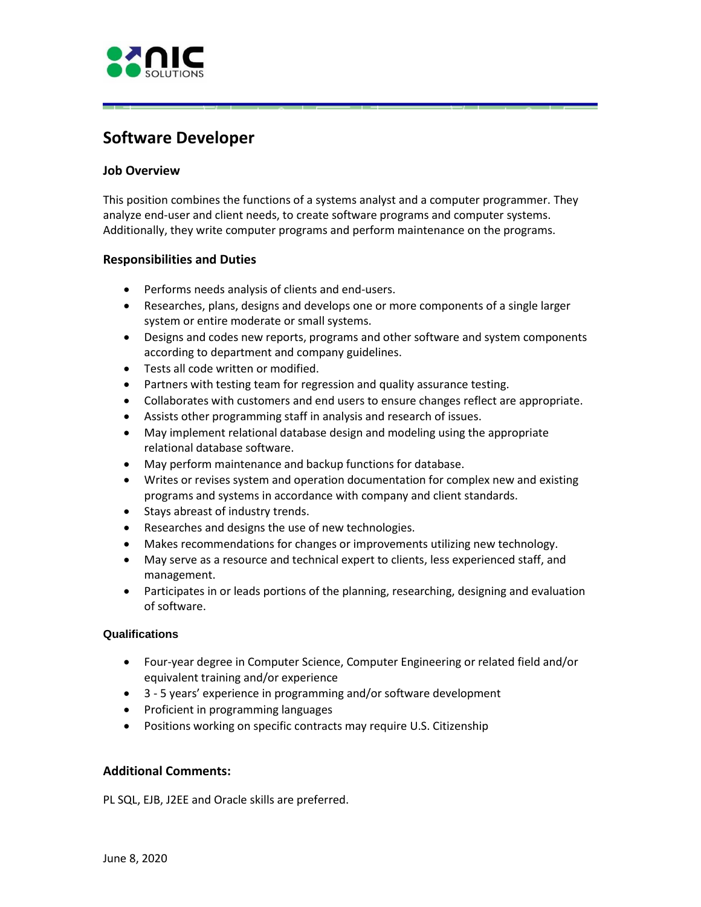# Software Developer

### Job Overview

This position combines the functions of a systems analyst and a computer programmer. They analyze end-user and client needs, to create software programs and computer systems. Additionally, they write computer programs and perform maintenance on the programs.

### Responsibilities and Duties

- Performs needs analysis of clients and end-users.
- Researches, plans, designs and develops one or more components of a single larger system or entire moderate or small systems.
- Designs and codes new reports, programs and other software and system components according to department and company guidelines.
- Tests all code written or modified.
- Partners with testing team for regression and quality assurance testing.
- Collaborates with customers and end users to ensure changes reflect are appropriate.
- Assists other programming staff in analysis and research of issues.
- May implement relational database design and modeling using the appropriate relational database software.
- May perform maintenance and backup functions for database.
- Writes or revises system and operation documentation for complex new and existing programs and systems in accordance with company and client standards.
- Stays abreast of industry trends.
- Researches and designs the use of new technologies.
- Makes recommendations for changes or improvements utilizing new technology.
- May serve as a resource and technical expert to clients, less experienced staff, and management.
- Participates in or leads portions of the planning, researching, designing and evaluation of software.

### Qualifications

- Four-year degree in Computer Science, Computer Engineering or related field and/or equivalent training and/or experience
- 3 - 5 years' experience in programming and/or software development
- Proficient in programming languages
- Positions working on specific contracts may require U.S. Citizenship

### Additional Comments:

PL SQL, EJB, J2EE and Oracle skills are preferred.

June 8, 2020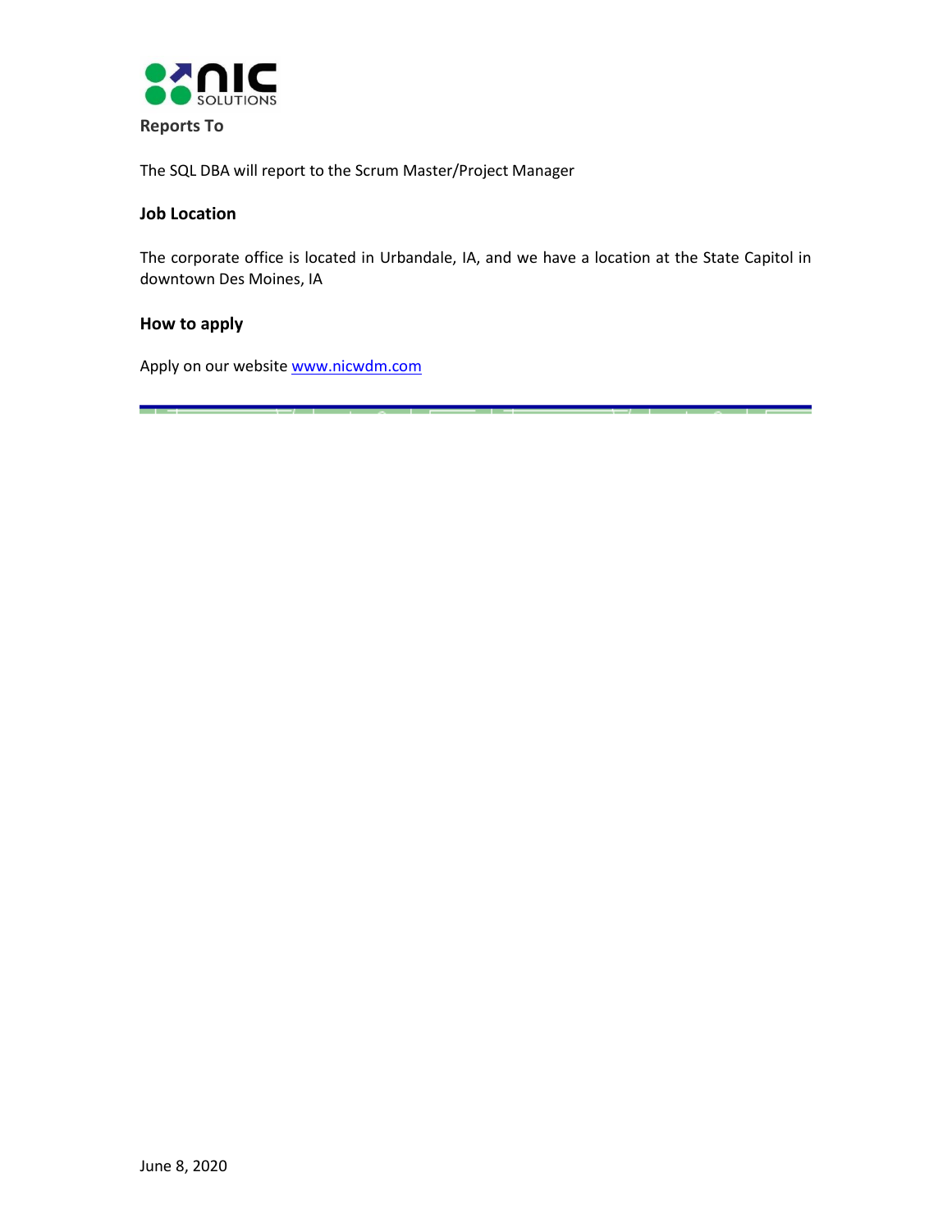### Reports To

The SQL DBA will report to the Scrum Master/Project Manager

### Job Location

The corporate office is located in Urbandale, IA, and we have a location at the State Capitol in downtown Des Moines, IA

### How to apply

Apply on our website www.nicwdm.com

June 8, 2020